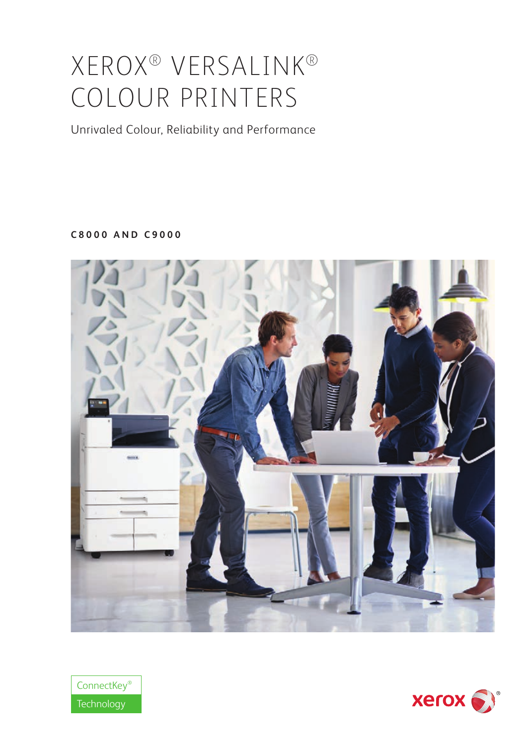# XEROX® VERSALINK® COLOUR PRINTERS

Unrivaled Colour, Reliability and Performance

**C8000 AND C9000**

ConnectKey® Technology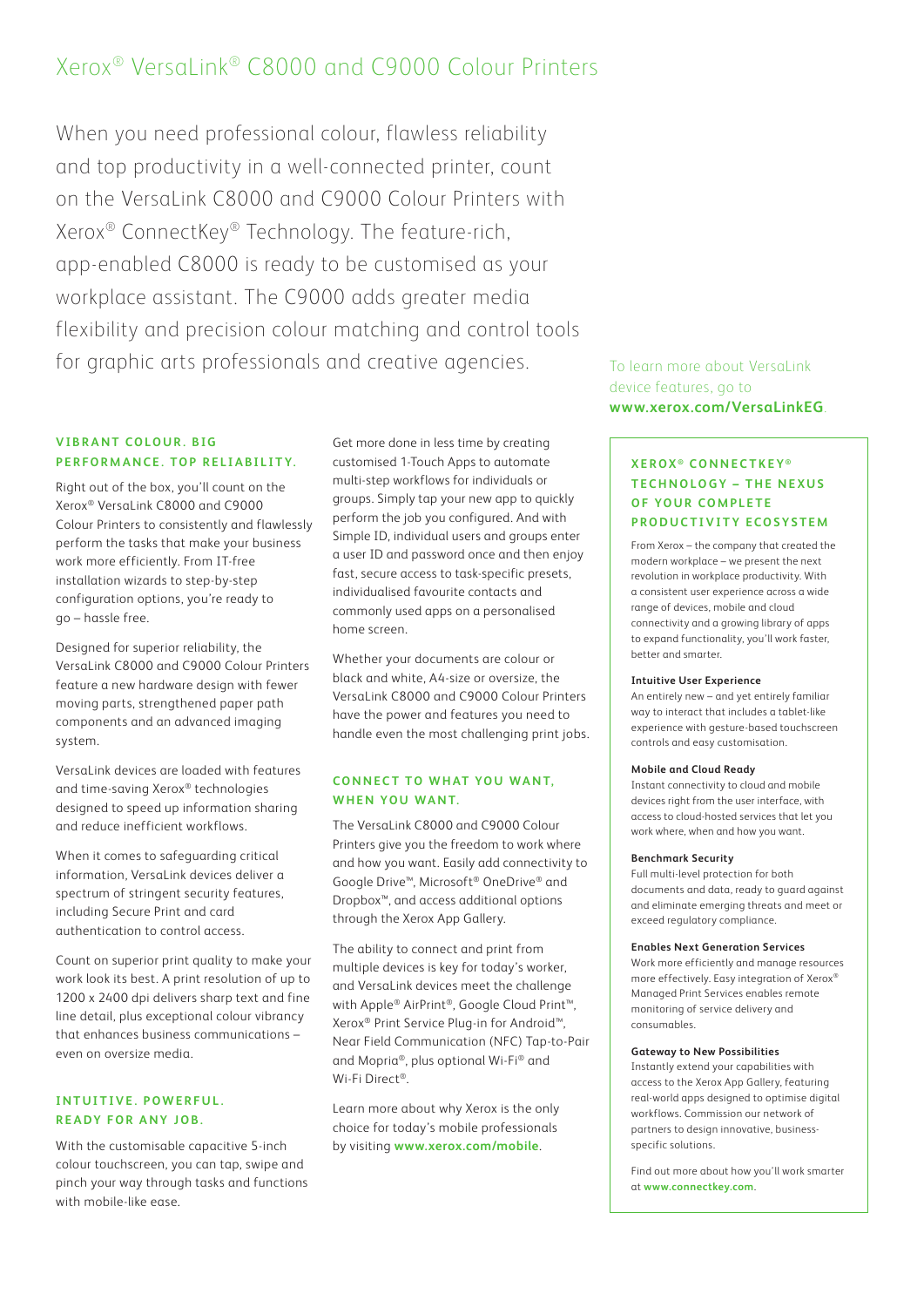# Xerox® VersaLink® C8000 and C9000 Colour Printers

When you need professional colour, flawless reliability and top productivity in a well-connected printer, count on the VersaLink C8000 and C9000 Colour Printers with Xerox® ConnectKey® Technology. The feature-rich, app-enabled C8000 is ready to be customised as your workplace assistant. The C9000 adds greater media flexibility and precision colour matching and control tools for graphic arts professionals and creative agencies.

## VIBRANT COLOUR. BIG PERFORMANCE. TOP RELIABILITY.

Right out of the box, you'll count on the Xerox® VersaLink C8000 and C9000 Colour Printers to consistently and flawlessly perform the tasks that make your business work more efficiently. From IT-free installation wizards to step-by-step configuration options, you're ready to go – hassle free.

Designed for superior reliability, the VersaLink C8000 and C9000 Colour Printers feature a new hardware design with fewer moving parts, strengthened paper path components and an advanced imaging system.

VersaLink devices are loaded with features and time-saving Xerox® technologies designed to speed up information sharing and reduce inefficient workflows.

When it comes to safeguarding critical information, VersaLink devices deliver a spectrum of stringent security features, including Secure Print and card authentication to control access.

Count on superior print quality to make your work look its best. A print resolution of up to 1200 x 2400 dpi delivers sharp text and fine line detail, plus exceptional colour vibrancy that enhances business communications – even on oversize media.

## INTUITIVE. POWERFUL. READY FOR ANY JOB.

With the customisable capacitive 5-inch colour touchscreen, you can tap, swipe and pinch your way through tasks and functions with mobile-like ease.

Get more done in less time by creating customised 1-Touch Apps to automate multi-step workflows for individuals or groups. Simply tap your new app to quickly perform the job you configured. And with Simple ID, individual users and groups enter a user ID and password once and then enjoy fast, secure access to task-specific presets, individualised favourite contacts and commonly used apps on a personalised home screen.

Whether your documents are colour or black and white, A4-size or oversize, the VersaLink C8000 and C9000 Colour Printers have the power and features you need to handle even the most challenging print jobs.

## CONNECT TO WHAT YOU WANT, WHEN YOU WANT.

The VersaLink C8000 and C9000 Colour Printers give you the freedom to work where and how you want. Easily add connectivity to Google Drive™, Microsoft® OneDrive® and Dropbox™, and access additional options through the Xerox App Gallery.

The ability to connect and print from multiple devices is key for today's worker, and VersaLink devices meet the challenge with Apple® AirPrint®, Google Cloud Print™, Xerox® Print Service Plug-in for Android™, Near Field Communication (NFC) Tap-to-Pair and Mopria®, plus optional Wi-Fi® and Wi-Fi Direct®.

Learn more about why Xerox is the only choice for today's mobile professionals by visiting **www.xerox.com/mobile**.

To learn more about VersaLink device features, go to **www.xerox.com/VersaLinkEG**.

## XEROX® CONNECTKEY® TECHNOLOGY – THE NEXUS OF YOUR COMPLETE PRODUCTIVITY ECOSYSTEM

From Xerox – the company that created the modern workplace – we present the next revolution in workplace productivity. With a consistent user experience across a wide range of devices, mobile and cloud connectivity and a growing library of apps to expand functionality, you'll work faster, better and smarter.

**Intuitive User Experience**
An entirely new – and yet entirely familiar way to interact that includes a tablet-like experience with gesture-based touchscreen controls and easy customisation.

**Mobile and Cloud Ready**
Instant connectivity to cloud and mobile devices right from the user interface, with access to cloud-hosted services that let you work where, when and how you want.

**Benchmark Security**
Full multi-level protection for both documents and data, ready to guard against and eliminate emerging threats and meet or exceed regulatory compliance.

**Enables Next Generation Services**
Work more efficiently and manage resources more effectively. Easy integration of Xerox® Managed Print Services enables remote monitoring of service delivery and consumables.

**Gateway to New Possibilities**
Instantly extend your capabilities with access to the Xerox App Gallery, featuring real-world apps designed to optimise digital workflows. Commission our network of partners to design innovative, business-specific solutions.

Find out more about how you'll work smarter at **www.connectkey.com**.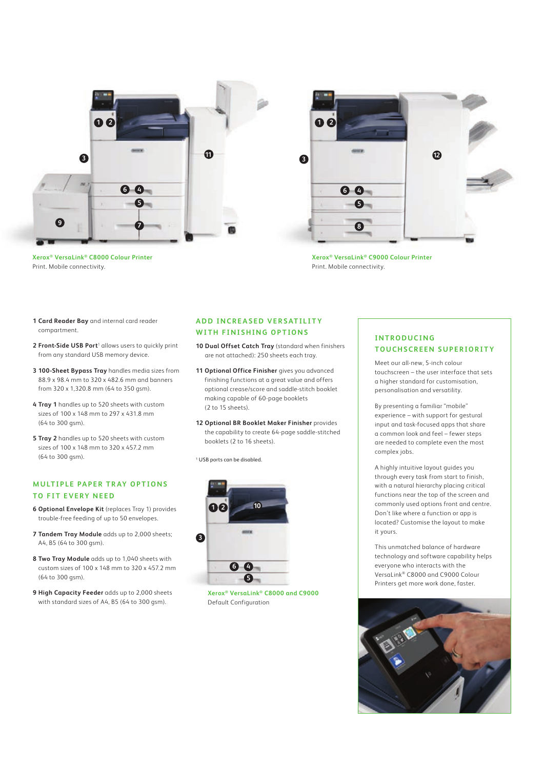**Xerox® VersaLink® C8000 Colour Printer**
Print. Mobile connectivity.

**Xerox® VersaLink® C9000 Colour Printer**
Print. Mobile connectivity.

**1 Card Reader Bay** and internal card reader compartment.

**2 Front-Side USB Port**[1] allows users to quickly print from any standard USB memory device.

**3 100-Sheet Bypass Tray** handles media sizes from 88.9 x 98.4 mm to 320 x 482.6 mm and banners from 320 x 1,320.8 mm (64 to 350 gsm).

**4 Tray 1** handles up to 520 sheets with custom sizes of 100 x 148 mm to 297 x 431.8 mm (64 to 300 gsm).

**5 Tray 2** handles up to 520 sheets with custom sizes of 100 x 148 mm to 320 x 457.2 mm (64 to 300 gsm).

## MULTIPLE PAPER TRAY OPTIONS TO FIT EVERY NEED

**6 Optional Envelope Kit** (replaces Tray 1) provides trouble-free feeding of up to 50 envelopes.

**7 Tandem Tray Module** adds up to 2,000 sheets; A4, B5 (64 to 300 gsm).

**8 Two Tray Module** adds up to 1,040 sheets with custom sizes of 100 x 148 mm to 320 x 457.2 mm (64 to 300 gsm).

**9 High Capacity Feeder** adds up to 2,000 sheets with standard sizes of A4, B5 (64 to 300 gsm).

## ADD INCREASED VERSATILITY WITH FINISHING OPTIONS

**10 Dual Offset Catch Tray** (standard when finishers are not attached): 250 sheets each tray.

**11 Optional Office Finisher** gives you advanced finishing functions at a great value and offers optional crease/score and saddle-stitch booklet making capable of 60-page booklets (2 to 15 sheets).

**12 Optional BR Booklet Maker Finisher** provides the capability to create 64-page saddle-stitched booklets (2 to 16 sheets).

[1] USB ports can be disabled.

**Xerox® VersaLink® C8000 and C9000**
Default Configuration

## INTRODUCING TOUCHSCREEN SUPERIORITY

Meet our all-new, 5-inch colour touchscreen – the user interface that sets a higher standard for customisation, personalisation and versatility.

By presenting a familiar "mobile" experience – with support for gestural input and task-focused apps that share a common look and feel – fewer steps are needed to complete even the most complex jobs.

A highly intuitive layout guides you through every task from start to finish, with a natural hierarchy placing critical functions near the top of the screen and commonly used options front and centre. Don't like where a function or app is located? Customise the layout to make it yours.

This unmatched balance of hardware technology and software capability helps everyone who interacts with the VersaLink® C8000 and C9000 Colour Printers get more work done, faster.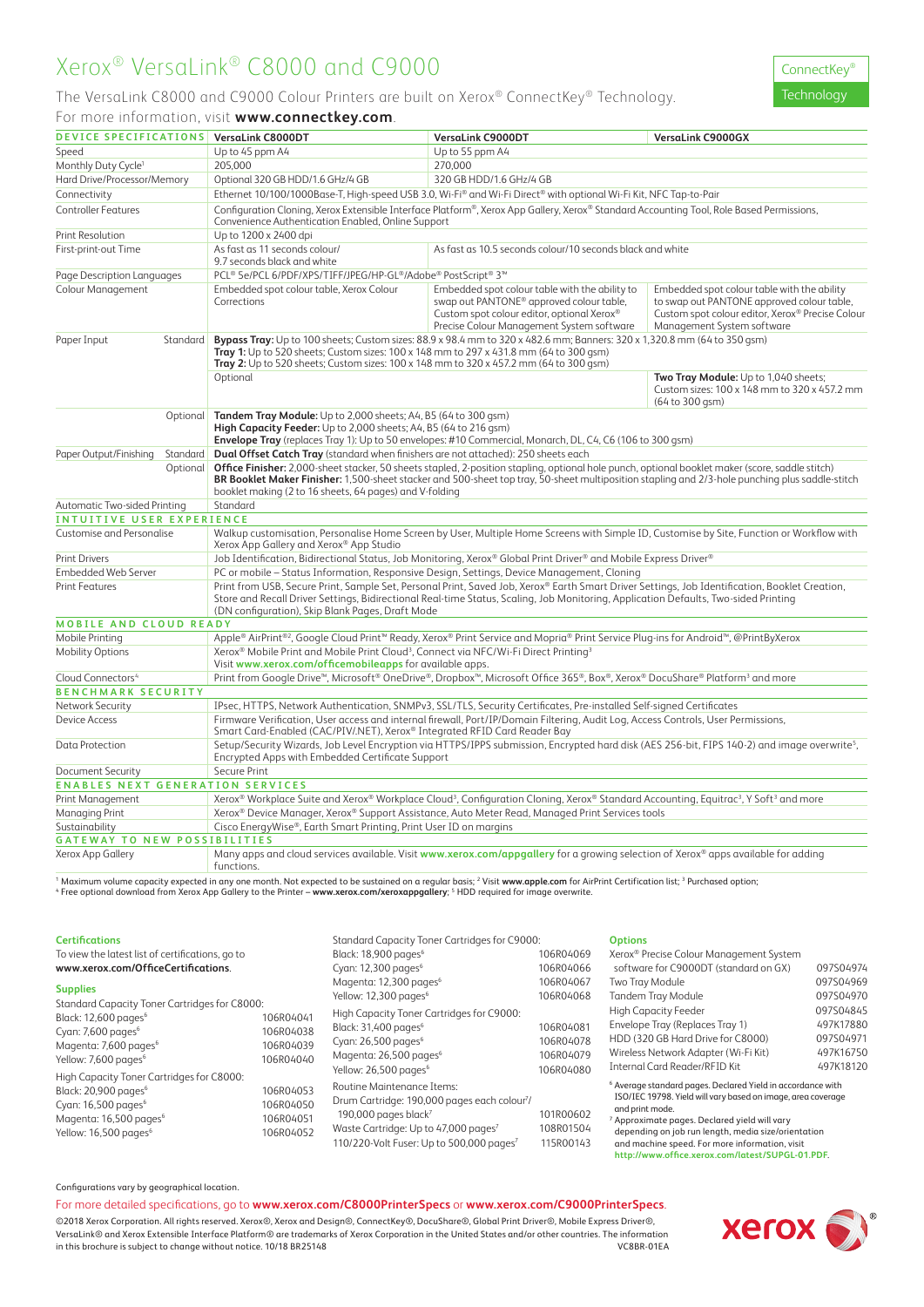# Xerox® VersaLink® C8000 and C9000

ConnectKey® Technology

The VersaLink C8000 and C9000 Colour Printers are built on Xerox® ConnectKey® Technology.

For more information, visit **www.connectkey.com**.

| DEVICE SPECIFICATIONS | | VersaLink C8000DT | VersaLink C9000DT | VersaLink C9000GX |
|---|---|---|---|---|
| Speed | | Up to 45 ppm A4 | Up to 55 ppm A4 | |
| Monthly Duty Cycle[1] | | 205,000 | 270,000 | |
| Hard Drive/Processor/Memory | | Optional 320 GB HDD/1.6 GHz/4 GB | 320 GB HDD/1.6 GHz/4 GB | |
| Connectivity | | Ethernet 10/100/1000Base-T, High-speed USB 3.0, Wi-Fi® and Wi-Fi Direct® with optional Wi-Fi Kit, NFC Tap-to-Pair | | |
| Controller Features | | Configuration Cloning, Xerox Extensible Interface Platform®, Xerox App Gallery, Xerox® Standard Accounting Tool, Role Based Permissions, Convenience Authentication Enabled, Online Support | | |
| Print Resolution | | Up to 1200 x 2400 dpi | | |
| First-print-out Time | | As fast as 11 seconds colour/ 9.7 seconds black and white | As fast as 10.5 seconds colour/10 seconds black and white | |
| Page Description Languages | | PCL® 5e/PCL 6/PDF/XPS/TIFF/JPEG/HP-GL®/Adobe® PostScript® 3™ | | |
| Colour Management | | Embedded spot colour table, Xerox Colour Corrections | Embedded spot colour table with the ability to swap out PANTONE® approved colour table, Custom spot colour editor, optional Xerox® Precise Colour Management System software | Embedded spot colour table with the ability to swap out PANTONE approved colour table, Custom spot colour editor, Xerox® Precise Colour Management System software |
| Paper Input | Standard | **Bypass Tray:** Up to 100 sheets; Custom sizes: 88.9 x 98.4 mm to 320 x 482.6 mm; Banners: 320 x 1,320.8 mm (64 to 350 gsm)<br>**Tray 1:** Up to 520 sheets; Custom sizes: 100 x 148 mm to 297 x 431.8 mm (64 to 300 gsm)<br>**Tray 2:** Up to 520 sheets; Custom sizes: 100 x 148 mm to 320 x 457.2 mm (64 to 300 gsm) | | |
| | Optional | | | **Two Tray Module:** Up to 1,040 sheets; Custom sizes: 100 x 148 mm to 320 x 457.2 mm (64 to 300 gsm) |
| | Optional | **Tandem Tray Module:** Up to 2,000 sheets; A4, B5 (64 to 300 gsm)<br>**High Capacity Feeder:** Up to 2,000 sheets; A4, B5 (64 to 216 gsm)<br>**Envelope Tray** (replaces Tray 1): Up to 50 envelopes: #10 Commercial, Monarch, DL, C4, C6 (106 to 300 gsm) | | |
| Paper Output/Finishing | Standard | **Dual Offset Catch Tray** (standard when finishers are not attached): 250 sheets each | | |
| | Optional | **Office Finisher:** 2,000-sheet stacker, 50 sheets stapled, 2-position stapling, optional hole punch, optional booklet maker (score, saddle stitch)<br>**BR Booklet Maker Finisher:** 1,500-sheet stacker and 500-sheet top tray, 50-sheet multiposition stapling and 2/3-hole punching plus saddle-stitch booklet making (2 to 16 sheets, 64 pages) and V-folding | | |
| Automatic Two-sided Printing | | Standard | | |
| **INTUITIVE USER EXPERIENCE** | | | | |
| Customise and Personalise | | Walkup customisation, Personalise Home Screen by User, Multiple Home Screens with Simple ID, Customise by Site, Function or Workflow with Xerox App Gallery and Xerox® App Studio | | |
| Print Drivers | | Job Identification, Bidirectional Status, Job Monitoring, Xerox® Global Print Driver® and Mobile Express Driver® | | |
| Embedded Web Server | | PC or mobile – Status Information, Responsive Design, Settings, Device Management, Cloning | | |
| Print Features | | Print from USB, Secure Print, Sample Set, Personal Print, Saved Job, Xerox® Earth Smart Driver Settings, Job Identification, Booklet Creation, Store and Recall Driver Settings, Bidirectional Real-time Status, Scaling, Job Monitoring, Application Defaults, Two-sided Printing (DN configuration), Skip Blank Pages, Draft Mode | | |
| **MOBILE AND CLOUD READY** | | | | |
| Mobile Printing | | Apple® AirPrint®[2], Google Cloud Print™ Ready, Xerox® Print Service and Mopria® Print Service Plug-ins for Android™, @PrintByXerox | | |
| Mobility Options | | Xerox® Mobile Print and Mobile Print Cloud[3], Connect via NFC/Wi-Fi Direct Printing[3]<br>Visit **www.xerox.com/officemobileapps** for available apps. | | |
| Cloud Connectors[4] | | Print from Google Drive™, Microsoft® OneDrive®, Dropbox™, Microsoft Office 365®, Box®, Xerox® DocuShare® Platform[3] and more | | |
| **BENCHMARK SECURITY** | | | | |
| Network Security | | IPsec, HTTPS, Network Authentication, SNMPv3, SSL/TLS, Security Certificates, Pre-installed Self-signed Certificates | | |
| Device Access | | Firmware Verification, User access and internal firewall, Port/IP/Domain Filtering, Audit Log, Access Controls, User Permissions, Smart Card-Enabled (CAC/PIV/.NET), Xerox® Integrated RFID Card Reader Bay | | |
| Data Protection | | Setup/Security Wizards, Job Level Encryption via HTTPS/IPPS submission, Encrypted hard disk (AES 256-bit, FIPS 140-2) and image overwrite[5], Encrypted Apps with Embedded Certificate Support | | |
| Document Security | | Secure Print | | |
| **ENABLES NEXT GENERATION SERVICES** | | | | |
| Print Management | | Xerox® Workplace Suite and Xerox® Workplace Cloud[3], Configuration Cloning, Xerox® Standard Accounting, Equitrac[3], Y Soft[3] and more | | |
| Managing Print | | Xerox® Device Manager, Xerox® Support Assistance, Auto Meter Read, Managed Print Services tools | | |
| Sustainability | | Cisco EnergyWise®, Earth Smart Printing, Print User ID on margins | | |
| **GATEWAY TO NEW POSSIBILITIES** | | | | |
| Xerox App Gallery | | Many apps and cloud services available. Visit **www.xerox.com/appgallery** for a growing selection of Xerox® apps available for adding functions. | | |

[1] Maximum volume capacity expected in any one month. Not expected to be sustained on a regular basis; [2] Visit **www.apple.com** for AirPrint Certification list; [3] Purchased option;
[4] Free optional download from Xerox App Gallery to the Printer – **www.xerox.com/xeroxappgallery**; [5] HDD required for image overwrite.

### Certifications

To view the latest list of certifications, go to **www.xerox.com/OfficeCertifications**.

### Supplies

| Standard Capacity Toner Cartridges for C8000: | |
|---|---|
| Black: 12,600 pages[6] | 106R04041 |
| Cyan: 7,600 pages[6] | 106R04038 |
| Magenta: 7,600 pages[6] | 106R04039 |
| Yellow: 7,600 pages[6] | 106R04040 |
| **High Capacity Toner Cartridges for C8000:** | |
| Black: 20,900 pages[6] | 106R04053 |
| Cyan: 16,500 pages[6] | 106R04050 |
| Magenta: 16,500 pages[6] | 106R04051 |
| Yellow: 16,500 pages[6] | 106R04052 |
| **Standard Capacity Toner Cartridges for C9000:** | |
| Black: 18,900 pages[6] | 106R04069 |
| Cyan: 12,300 pages[6] | 106R04066 |
| Magenta: 12,300 pages[6] | 106R04067 |
| Yellow: 12,300 pages[6] | 106R04068 |
| **High Capacity Toner Cartridges for C9000:** | |
| Black: 31,400 pages[6] | 106R04081 |
| Cyan: 26,500 pages[6] | 106R04078 |
| Magenta: 26,500 pages[6] | 106R04079 |
| Yellow: 26,500 pages[6] | 106R04080 |
| **Routine Maintenance Items:** | |
| Drum Cartridge: 190,000 pages each colour[7]/ 190,000 pages black[7] | 101R00602 |
| Waste Cartridge: Up to 47,000 pages[7] | 108R01504 |
| 110/220-Volt Fuser: Up to 500,000 pages[7] | 115R00143 |

### Options

| | |
|---|---|
| Xerox® Precise Colour Management System software for C9000DT (standard on GX) | 097S04974 |
| Two Tray Module | 097S04969 |
| Tandem Tray Module | 097S04970 |
| High Capacity Feeder | 097S04845 |
| Envelope Tray (Replaces Tray 1) | 497K17880 |
| HDD (320 GB Hard Drive for C8000) | 097S04971 |
| Wireless Network Adapter (Wi-Fi Kit) | 497K16750 |
| Internal Card Reader/RFID Kit | 497K18120 |

[6] Average standard pages. Declared Yield in accordance with ISO/IEC 19798. Yield will vary based on image, area coverage and print mode.
[7] Approximate pages. Declared yield will vary depending on job run length, media size/orientation and machine speed. For more information, visit **http://www.office.xerox.com/latest/SUPGL-01.PDF**.

Configurations vary by geographical location.

For more detailed specifications, go to **www.xerox.com/C8000PrinterSpecs** or **www.xerox.com/C9000PrinterSpecs**.

©2018 Xerox Corporation. All rights reserved. Xerox®, Xerox and Design®, ConnectKey®, DocuShare®, Global Print Driver®, Mobile Express Driver®, VersaLink® and Xerox Extensible Interface Platform® are trademarks of Xerox Corporation in the United States and/or other countries. The information in this brochure is subject to change without notice. 10/18 BR25148 VC8BR-01EA